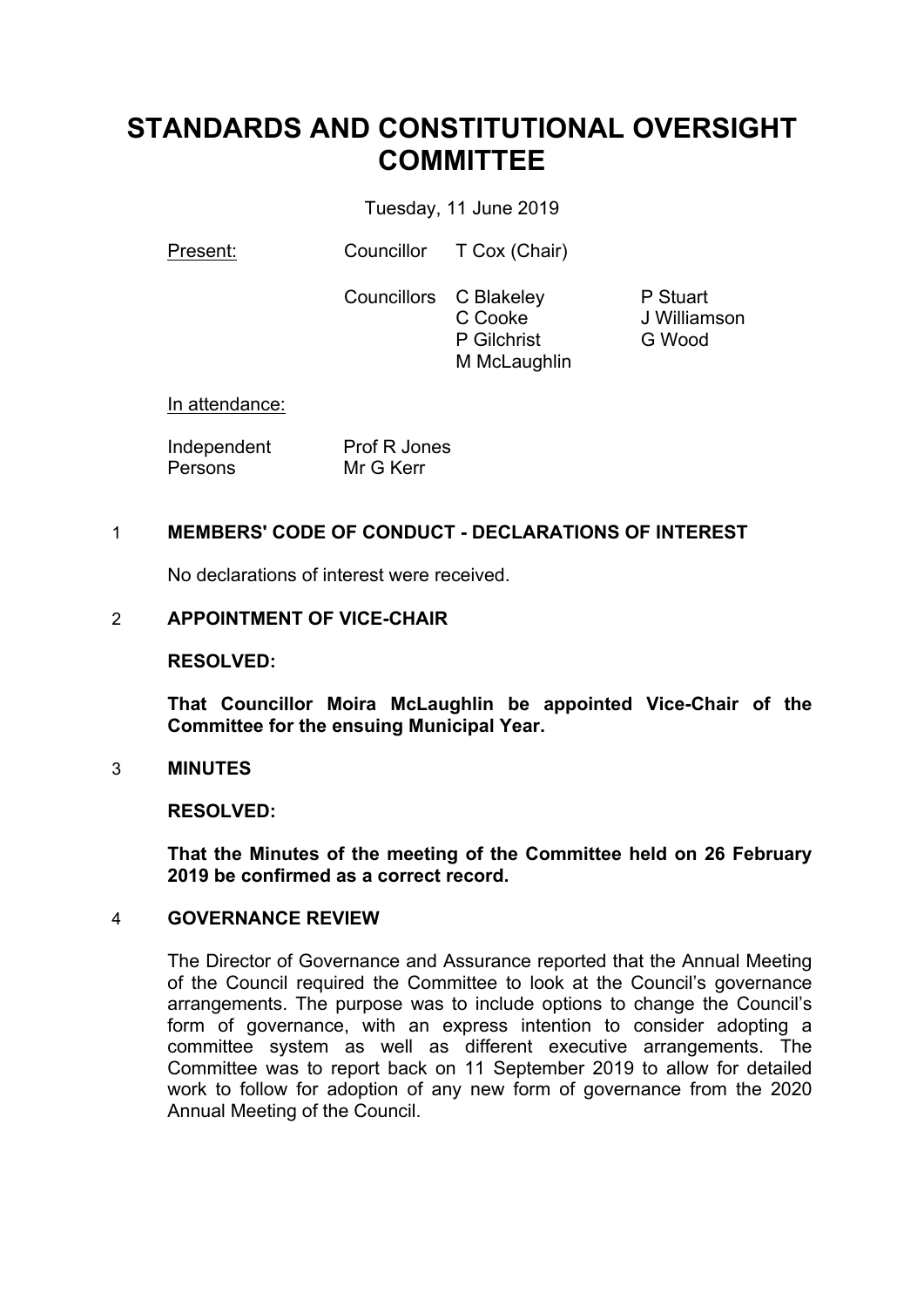# STANDARDS AND CONSTITUTIONAL OVERSIGHT COMMITTEE

Tuesday, 11 June 2019

Present: Councillor T Cox (Chair)

Councillors C Blakeley, C Cooke, P Gilchrist, M McLaughlin, P Stuart, J Williamson, G Wood

In attendance:

Independent Persons: Prof R Jones, Mr G Kerr

## 1 MEMBERS' CODE OF CONDUCT - DECLARATIONS OF INTEREST

No declarations of interest were received.

## 2 APPOINTMENT OF VICE-CHAIR

**RESOLVED:**

**That Councillor Moira McLaughlin be appointed Vice-Chair of the Committee for the ensuing Municipal Year.**

## 3 MINUTES

**RESOLVED:**

**That the Minutes of the meeting of the Committee held on 26 February 2019 be confirmed as a correct record.**

## 4 GOVERNANCE REVIEW

The Director of Governance and Assurance reported that the Annual Meeting of the Council required the Committee to look at the Council's governance arrangements. The purpose was to include options to change the Council's form of governance, with an express intention to consider adopting a committee system as well as different executive arrangements. The Committee was to report back on 11 September 2019 to allow for detailed work to follow for adoption of any new form of governance from the 2020 Annual Meeting of the Council.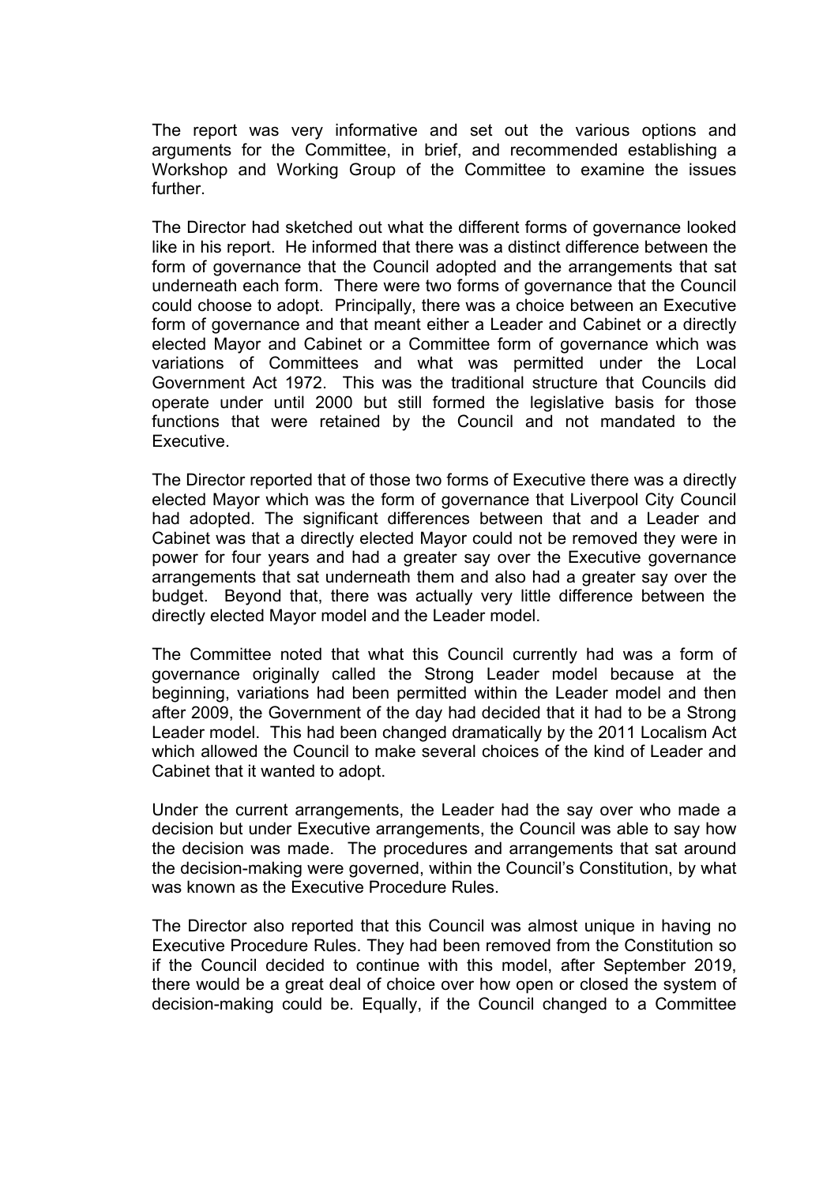The report was very informative and set out the various options and arguments for the Committee, in brief, and recommended establishing a Workshop and Working Group of the Committee to examine the issues further.

The Director had sketched out what the different forms of governance looked like in his report. He informed that there was a distinct difference between the form of governance that the Council adopted and the arrangements that sat underneath each form. There were two forms of governance that the Council could choose to adopt. Principally, there was a choice between an Executive form of governance and that meant either a Leader and Cabinet or a directly elected Mayor and Cabinet or a Committee form of governance which was variations of Committees and what was permitted under the Local Government Act 1972. This was the traditional structure that Councils did operate under until 2000 but still formed the legislative basis for those functions that were retained by the Council and not mandated to the Executive.

The Director reported that of those two forms of Executive there was a directly elected Mayor which was the form of governance that Liverpool City Council had adopted. The significant differences between that and a Leader and Cabinet was that a directly elected Mayor could not be removed they were in power for four years and had a greater say over the Executive governance arrangements that sat underneath them and also had a greater say over the budget. Beyond that, there was actually very little difference between the directly elected Mayor model and the Leader model.

The Committee noted that what this Council currently had was a form of governance originally called the Strong Leader model because at the beginning, variations had been permitted within the Leader model and then after 2009, the Government of the day had decided that it had to be a Strong Leader model. This had been changed dramatically by the 2011 Localism Act which allowed the Council to make several choices of the kind of Leader and Cabinet that it wanted to adopt.

Under the current arrangements, the Leader had the say over who made a decision but under Executive arrangements, the Council was able to say how the decision was made. The procedures and arrangements that sat around the decision-making were governed, within the Council's Constitution, by what was known as the Executive Procedure Rules.

The Director also reported that this Council was almost unique in having no Executive Procedure Rules. They had been removed from the Constitution so if the Council decided to continue with this model, after September 2019, there would be a great deal of choice over how open or closed the system of decision-making could be. Equally, if the Council changed to a Committee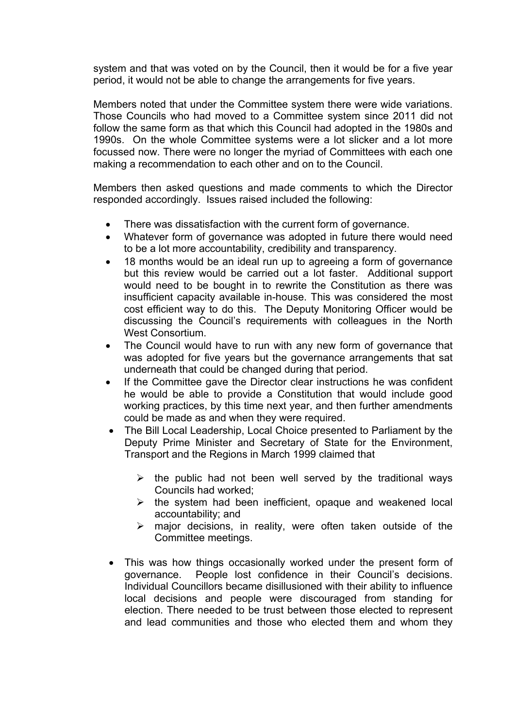system and that was voted on by the Council, then it would be for a five year period, it would not be able to change the arrangements for five years.

Members noted that under the Committee system there were wide variations. Those Councils who had moved to a Committee system since 2011 did not follow the same form as that which this Council had adopted in the 1980s and 1990s. On the whole Committee systems were a lot slicker and a lot more focussed now. There were no longer the myriad of Committees with each one making a recommendation to each other and on to the Council.

Members then asked questions and made comments to which the Director responded accordingly. Issues raised included the following:

- There was dissatisfaction with the current form of governance.
- Whatever form of governance was adopted in future there would need to be a lot more accountability, credibility and transparency.
- 18 months would be an ideal run up to agreeing a form of governance but this review would be carried out a lot faster. Additional support would need to be bought in to rewrite the Constitution as there was insufficient capacity available in-house. This was considered the most cost efficient way to do this. The Deputy Monitoring Officer would be discussing the Council's requirements with colleagues in the North West Consortium.
- The Council would have to run with any new form of governance that was adopted for five years but the governance arrangements that sat underneath that could be changed during that period.
- If the Committee gave the Director clear instructions he was confident he would be able to provide a Constitution that would include good working practices, by this time next year, and then further amendments could be made as and when they were required.
- The Bill Local Leadership, Local Choice presented to Parliament by the Deputy Prime Minister and Secretary of State for the Environment, Transport and the Regions in March 1999 claimed that
  - the public had not been well served by the traditional ways Councils had worked;
  - the system had been inefficient, opaque and weakened local accountability; and
  - major decisions, in reality, were often taken outside of the Committee meetings.
- This was how things occasionally worked under the present form of governance. People lost confidence in their Council's decisions. Individual Councillors became disillusioned with their ability to influence local decisions and people were discouraged from standing for election. There needed to be trust between those elected to represent and lead communities and those who elected them and whom they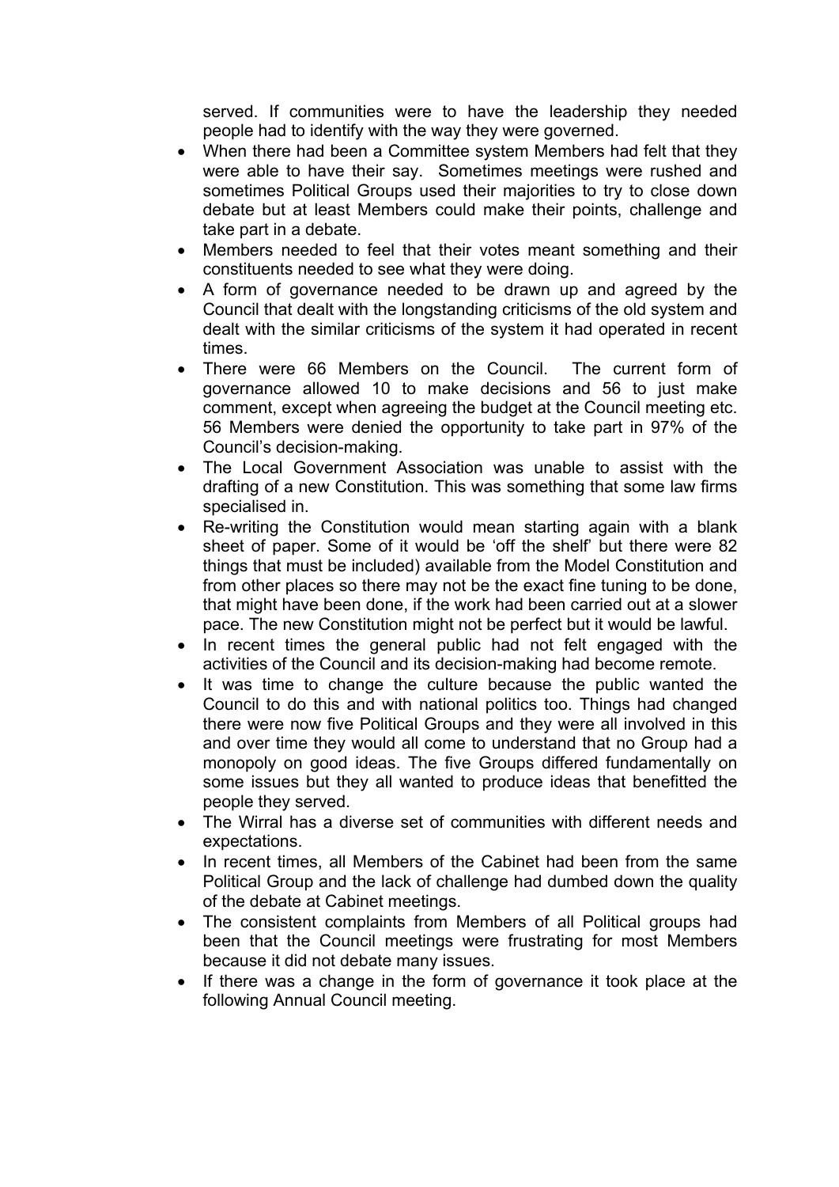served. If communities were to have the leadership they needed people had to identify with the way they were governed.

- When there had been a Committee system Members had felt that they were able to have their say. Sometimes meetings were rushed and sometimes Political Groups used their majorities to try to close down debate but at least Members could make their points, challenge and take part in a debate.
- Members needed to feel that their votes meant something and their constituents needed to see what they were doing.
- A form of governance needed to be drawn up and agreed by the Council that dealt with the longstanding criticisms of the old system and dealt with the similar criticisms of the system it had operated in recent times.
- There were 66 Members on the Council. The current form of governance allowed 10 to make decisions and 56 to just make comment, except when agreeing the budget at the Council meeting etc. 56 Members were denied the opportunity to take part in 97% of the Council's decision-making.
- The Local Government Association was unable to assist with the drafting of a new Constitution. This was something that some law firms specialised in.
- Re-writing the Constitution would mean starting again with a blank sheet of paper. Some of it would be 'off the shelf' but there were 82 things that must be included) available from the Model Constitution and from other places so there may not be the exact fine tuning to be done, that might have been done, if the work had been carried out at a slower pace. The new Constitution might not be perfect but it would be lawful.
- In recent times the general public had not felt engaged with the activities of the Council and its decision-making had become remote.
- It was time to change the culture because the public wanted the Council to do this and with national politics too. Things had changed there were now five Political Groups and they were all involved in this and over time they would all come to understand that no Group had a monopoly on good ideas. The five Groups differed fundamentally on some issues but they all wanted to produce ideas that benefitted the people they served.
- The Wirral has a diverse set of communities with different needs and expectations.
- In recent times, all Members of the Cabinet had been from the same Political Group and the lack of challenge had dumbed down the quality of the debate at Cabinet meetings.
- The consistent complaints from Members of all Political groups had been that the Council meetings were frustrating for most Members because it did not debate many issues.
- If there was a change in the form of governance it took place at the following Annual Council meeting.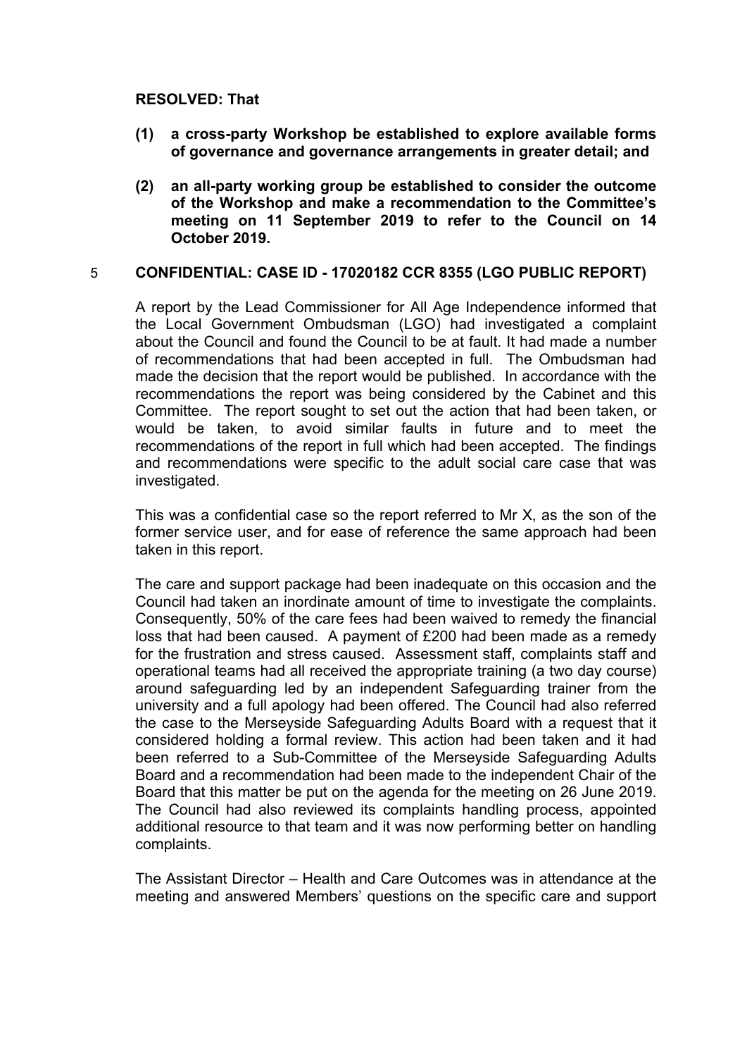**RESOLVED: That**

**(1) a cross-party Workshop be established to explore available forms of governance and governance arrangements in greater detail; and**

**(2) an all-party working group be established to consider the outcome of the Workshop and make a recommendation to the Committee's meeting on 11 September 2019 to refer to the Council on 14 October 2019.**

## 5 CONFIDENTIAL: CASE ID - 17020182 CCR 8355 (LGO PUBLIC REPORT)

A report by the Lead Commissioner for All Age Independence informed that the Local Government Ombudsman (LGO) had investigated a complaint about the Council and found the Council to be at fault. It had made a number of recommendations that had been accepted in full. The Ombudsman had made the decision that the report would be published. In accordance with the recommendations the report was being considered by the Cabinet and this Committee. The report sought to set out the action that had been taken, or would be taken, to avoid similar faults in future and to meet the recommendations of the report in full which had been accepted. The findings and recommendations were specific to the adult social care case that was investigated.

This was a confidential case so the report referred to Mr X, as the son of the former service user, and for ease of reference the same approach had been taken in this report.

The care and support package had been inadequate on this occasion and the Council had taken an inordinate amount of time to investigate the complaints. Consequently, 50% of the care fees had been waived to remedy the financial loss that had been caused. A payment of £200 had been made as a remedy for the frustration and stress caused. Assessment staff, complaints staff and operational teams had all received the appropriate training (a two day course) around safeguarding led by an independent Safeguarding trainer from the university and a full apology had been offered. The Council had also referred the case to the Merseyside Safeguarding Adults Board with a request that it considered holding a formal review. This action had been taken and it had been referred to a Sub-Committee of the Merseyside Safeguarding Adults Board and a recommendation had been made to the independent Chair of the Board that this matter be put on the agenda for the meeting on 26 June 2019. The Council had also reviewed its complaints handling process, appointed additional resource to that team and it was now performing better on handling complaints.

The Assistant Director – Health and Care Outcomes was in attendance at the meeting and answered Members' questions on the specific care and support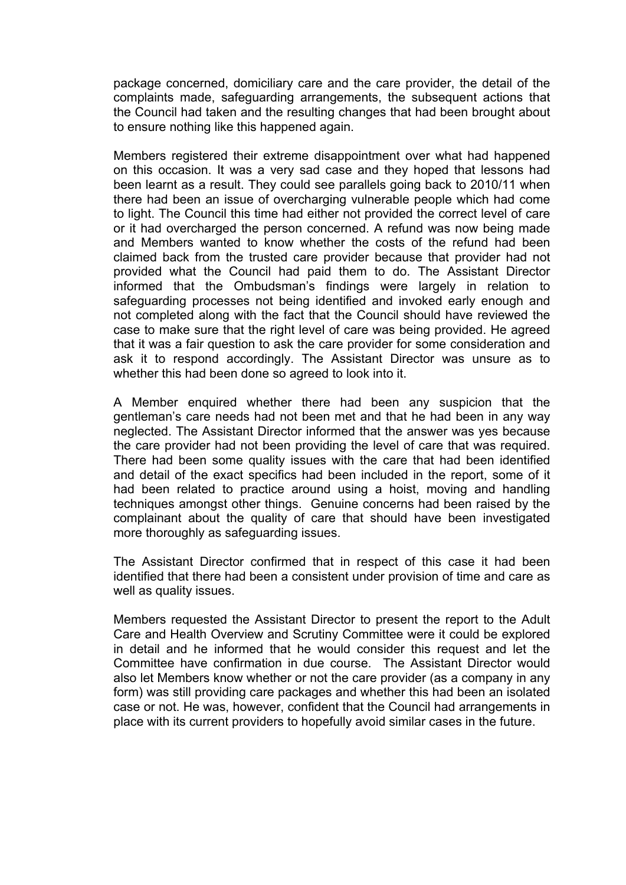package concerned, domiciliary care and the care provider, the detail of the complaints made, safeguarding arrangements, the subsequent actions that the Council had taken and the resulting changes that had been brought about to ensure nothing like this happened again.

Members registered their extreme disappointment over what had happened on this occasion. It was a very sad case and they hoped that lessons had been learnt as a result. They could see parallels going back to 2010/11 when there had been an issue of overcharging vulnerable people which had come to light. The Council this time had either not provided the correct level of care or it had overcharged the person concerned. A refund was now being made and Members wanted to know whether the costs of the refund had been claimed back from the trusted care provider because that provider had not provided what the Council had paid them to do. The Assistant Director informed that the Ombudsman's findings were largely in relation to safeguarding processes not being identified and invoked early enough and not completed along with the fact that the Council should have reviewed the case to make sure that the right level of care was being provided. He agreed that it was a fair question to ask the care provider for some consideration and ask it to respond accordingly. The Assistant Director was unsure as to whether this had been done so agreed to look into it.

A Member enquired whether there had been any suspicion that the gentleman's care needs had not been met and that he had been in any way neglected. The Assistant Director informed that the answer was yes because the care provider had not been providing the level of care that was required. There had been some quality issues with the care that had been identified and detail of the exact specifics had been included in the report, some of it had been related to practice around using a hoist, moving and handling techniques amongst other things. Genuine concerns had been raised by the complainant about the quality of care that should have been investigated more thoroughly as safeguarding issues.

The Assistant Director confirmed that in respect of this case it had been identified that there had been a consistent under provision of time and care as well as quality issues.

Members requested the Assistant Director to present the report to the Adult Care and Health Overview and Scrutiny Committee were it could be explored in detail and he informed that he would consider this request and let the Committee have confirmation in due course. The Assistant Director would also let Members know whether or not the care provider (as a company in any form) was still providing care packages and whether this had been an isolated case or not. He was, however, confident that the Council had arrangements in place with its current providers to hopefully avoid similar cases in the future.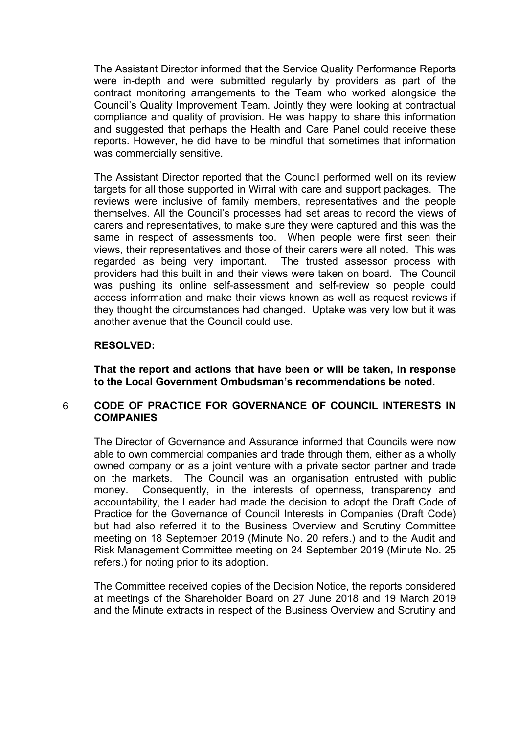The Assistant Director informed that the Service Quality Performance Reports were in-depth and were submitted regularly by providers as part of the contract monitoring arrangements to the Team who worked alongside the Council's Quality Improvement Team. Jointly they were looking at contractual compliance and quality of provision. He was happy to share this information and suggested that perhaps the Health and Care Panel could receive these reports. However, he did have to be mindful that sometimes that information was commercially sensitive.

The Assistant Director reported that the Council performed well on its review targets for all those supported in Wirral with care and support packages. The reviews were inclusive of family members, representatives and the people themselves. All the Council's processes had set areas to record the views of carers and representatives, to make sure they were captured and this was the same in respect of assessments too. When people were first seen their views, their representatives and those of their carers were all noted. This was regarded as being very important. The trusted assessor process with providers had this built in and their views were taken on board. The Council was pushing its online self-assessment and self-review so people could access information and make their views known as well as request reviews if they thought the circumstances had changed. Uptake was very low but it was another avenue that the Council could use.

**RESOLVED:**

**That the report and actions that have been or will be taken, in response to the Local Government Ombudsman's recommendations be noted.**

## 6 CODE OF PRACTICE FOR GOVERNANCE OF COUNCIL INTERESTS IN COMPANIES

The Director of Governance and Assurance informed that Councils were now able to own commercial companies and trade through them, either as a wholly owned company or as a joint venture with a private sector partner and trade on the markets. The Council was an organisation entrusted with public money. Consequently, in the interests of openness, transparency and accountability, the Leader had made the decision to adopt the Draft Code of Practice for the Governance of Council Interests in Companies (Draft Code) but had also referred it to the Business Overview and Scrutiny Committee meeting on 18 September 2019 (Minute No. 20 refers.) and to the Audit and Risk Management Committee meeting on 24 September 2019 (Minute No. 25 refers.) for noting prior to its adoption.

The Committee received copies of the Decision Notice, the reports considered at meetings of the Shareholder Board on 27 June 2018 and 19 March 2019 and the Minute extracts in respect of the Business Overview and Scrutiny and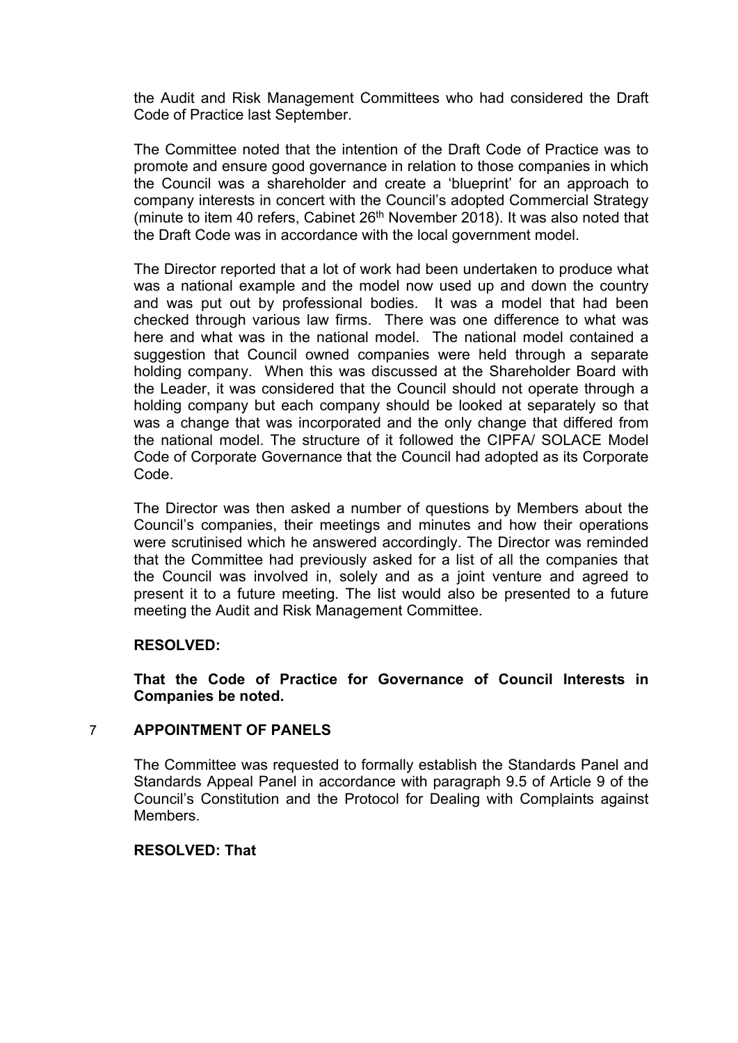the Audit and Risk Management Committees who had considered the Draft Code of Practice last September.

The Committee noted that the intention of the Draft Code of Practice was to promote and ensure good governance in relation to those companies in which the Council was a shareholder and create a 'blueprint' for an approach to company interests in concert with the Council's adopted Commercial Strategy (minute to item 40 refers, Cabinet 26th November 2018). It was also noted that the Draft Code was in accordance with the local government model.

The Director reported that a lot of work had been undertaken to produce what was a national example and the model now used up and down the country and was put out by professional bodies. It was a model that had been checked through various law firms. There was one difference to what was here and what was in the national model. The national model contained a suggestion that Council owned companies were held through a separate holding company. When this was discussed at the Shareholder Board with the Leader, it was considered that the Council should not operate through a holding company but each company should be looked at separately so that was a change that was incorporated and the only change that differed from the national model. The structure of it followed the CIPFA/ SOLACE Model Code of Corporate Governance that the Council had adopted as its Corporate Code.

The Director was then asked a number of questions by Members about the Council's companies, their meetings and minutes and how their operations were scrutinised which he answered accordingly. The Director was reminded that the Committee had previously asked for a list of all the companies that the Council was involved in, solely and as a joint venture and agreed to present it to a future meeting. The list would also be presented to a future meeting the Audit and Risk Management Committee.

**RESOLVED:**

**That the Code of Practice for Governance of Council Interests in Companies be noted.**

## 7 APPOINTMENT OF PANELS

The Committee was requested to formally establish the Standards Panel and Standards Appeal Panel in accordance with paragraph 9.5 of Article 9 of the Council's Constitution and the Protocol for Dealing with Complaints against Members.

**RESOLVED: That**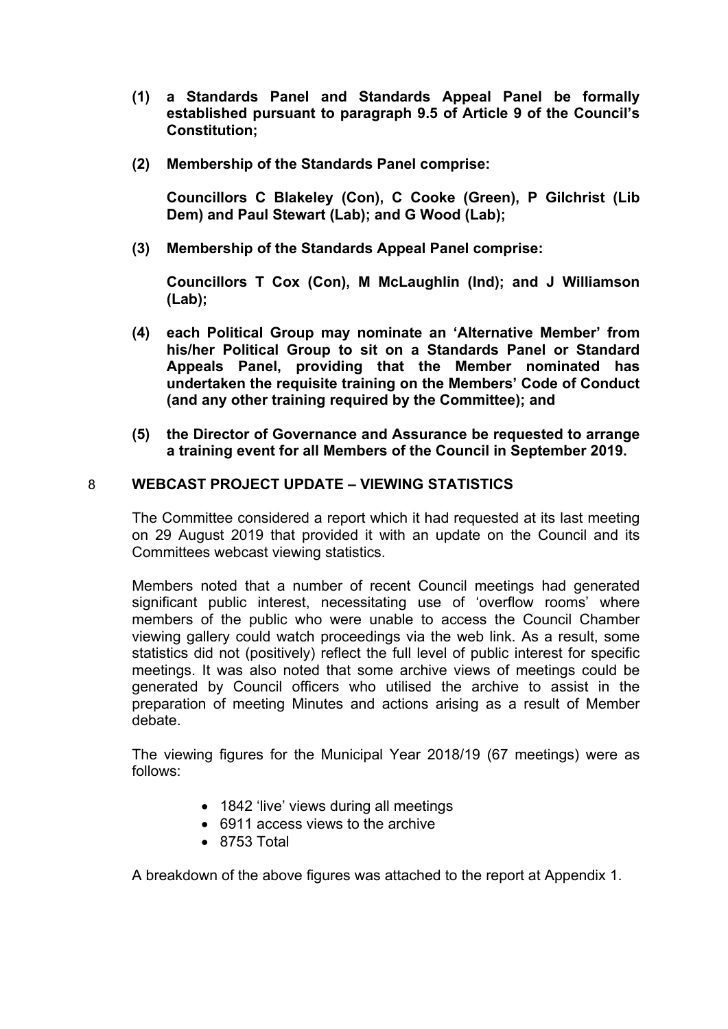**(1) a Standards Panel and Standards Appeal Panel be formally established pursuant to paragraph 9.5 of Article 9 of the Council's Constitution;**

**(2) Membership of the Standards Panel comprise:**

**Councillors C Blakeley (Con), C Cooke (Green), P Gilchrist (Lib Dem) and Paul Stewart (Lab); and G Wood (Lab);**

**(3) Membership of the Standards Appeal Panel comprise:**

**Councillors T Cox (Con), M McLaughlin (Ind); and J Williamson (Lab);**

**(4) each Political Group may nominate an 'Alternative Member' from his/her Political Group to sit on a Standards Panel or Standard Appeals Panel, providing that the Member nominated has undertaken the requisite training on the Members' Code of Conduct (and any other training required by the Committee); and**

**(5) the Director of Governance and Assurance be requested to arrange a training event for all Members of the Council in September 2019.**

## 8 WEBCAST PROJECT UPDATE – VIEWING STATISTICS

The Committee considered a report which it had requested at its last meeting on 29 August 2019 that provided it with an update on the Council and its Committees webcast viewing statistics.

Members noted that a number of recent Council meetings had generated significant public interest, necessitating use of 'overflow rooms' where members of the public who were unable to access the Council Chamber viewing gallery could watch proceedings via the web link. As a result, some statistics did not (positively) reflect the full level of public interest for specific meetings. It was also noted that some archive views of meetings could be generated by Council officers who utilised the archive to assist in the preparation of meeting Minutes and actions arising as a result of Member debate.

The viewing figures for the Municipal Year 2018/19 (67 meetings) were as follows:

- 1842 'live' views during all meetings
- 6911 access views to the archive
- 8753 Total

A breakdown of the above figures was attached to the report at Appendix 1.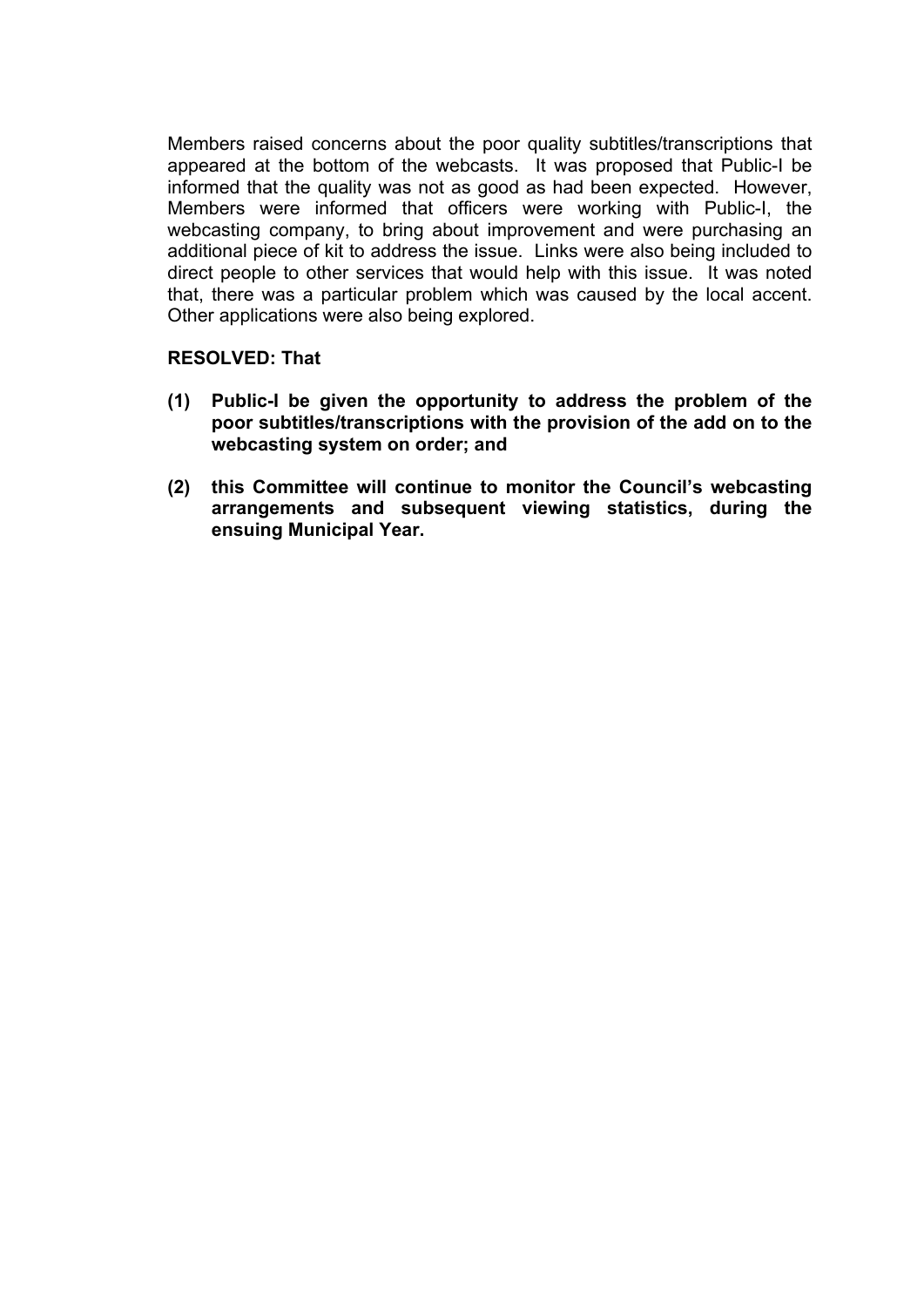Members raised concerns about the poor quality subtitles/transcriptions that appeared at the bottom of the webcasts. It was proposed that Public-I be informed that the quality was not as good as had been expected. However, Members were informed that officers were working with Public-I, the webcasting company, to bring about improvement and were purchasing an additional piece of kit to address the issue. Links were also being included to direct people to other services that would help with this issue. It was noted that, there was a particular problem which was caused by the local accent. Other applications were also being explored.

**RESOLVED: That**

**(1) Public-I be given the opportunity to address the problem of the poor subtitles/transcriptions with the provision of the add on to the webcasting system on order; and**

**(2) this Committee will continue to monitor the Council's webcasting arrangements and subsequent viewing statistics, during the ensuing Municipal Year.**